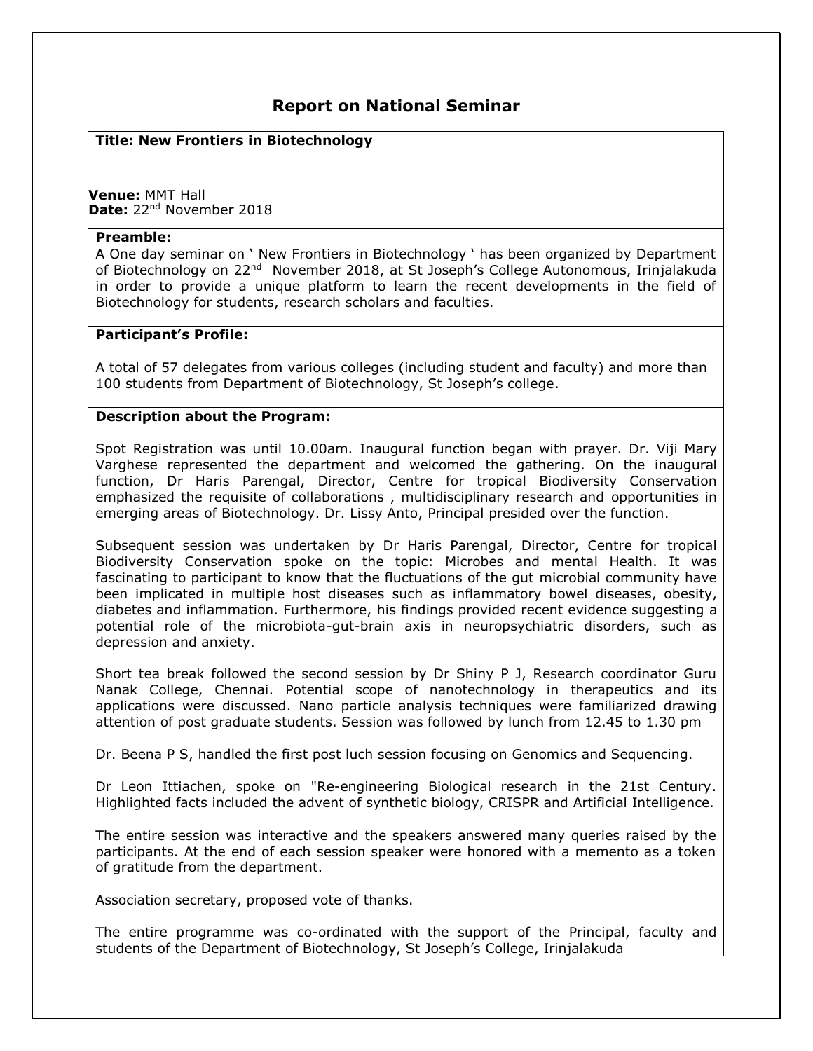# Report on National Seminar

**Title: New Frontiers in Biotechnology**

**Venue:** MMT Hall
**Date:** 22nd November 2018

**Preamble:**

A One day seminar on ' New Frontiers in Biotechnology ' has been organized by Department of Biotechnology on 22nd November 2018, at St Joseph's College Autonomous, Irinjalakuda in order to provide a unique platform to learn the recent developments in the field of Biotechnology for students, research scholars and faculties.

**Participant's Profile:**

A total of 57 delegates from various colleges (including student and faculty) and more than 100 students from Department of Biotechnology, St Joseph's college.

**Description about the Program:**

Spot Registration was until 10.00am. Inaugural function began with prayer. Dr. Viji Mary Varghese represented the department and welcomed the gathering. On the inaugural function, Dr Haris Parengal, Director, Centre for tropical Biodiversity Conservation emphasized the requisite of collaborations , multidisciplinary research and opportunities in emerging areas of Biotechnology. Dr. Lissy Anto, Principal presided over the function.

Subsequent session was undertaken by Dr Haris Parengal, Director, Centre for tropical Biodiversity Conservation spoke on the topic: Microbes and mental Health. It was fascinating to participant to know that the fluctuations of the gut microbial community have been implicated in multiple host diseases such as inflammatory bowel diseases, obesity, diabetes and inflammation. Furthermore, his findings provided recent evidence suggesting a potential role of the microbiota-gut-brain axis in neuropsychiatric disorders, such as depression and anxiety.

Short tea break followed the second session by Dr Shiny P J, Research coordinator Guru Nanak College, Chennai. Potential scope of nanotechnology in therapeutics and its applications were discussed. Nano particle analysis techniques were familiarized drawing attention of post graduate students. Session was followed by lunch from 12.45 to 1.30 pm

Dr. Beena P S, handled the first post luch session focusing on Genomics and Sequencing.

Dr Leon Ittiachen, spoke on "Re-engineering Biological research in the 21st Century. Highlighted facts included the advent of synthetic biology, CRISPR and Artificial Intelligence.

The entire session was interactive and the speakers answered many queries raised by the participants. At the end of each session speaker were honored with a memento as a token of gratitude from the department.

Association secretary, proposed vote of thanks.

The entire programme was co-ordinated with the support of the Principal, faculty and students of the Department of Biotechnology, St Joseph's College, Irinjalakuda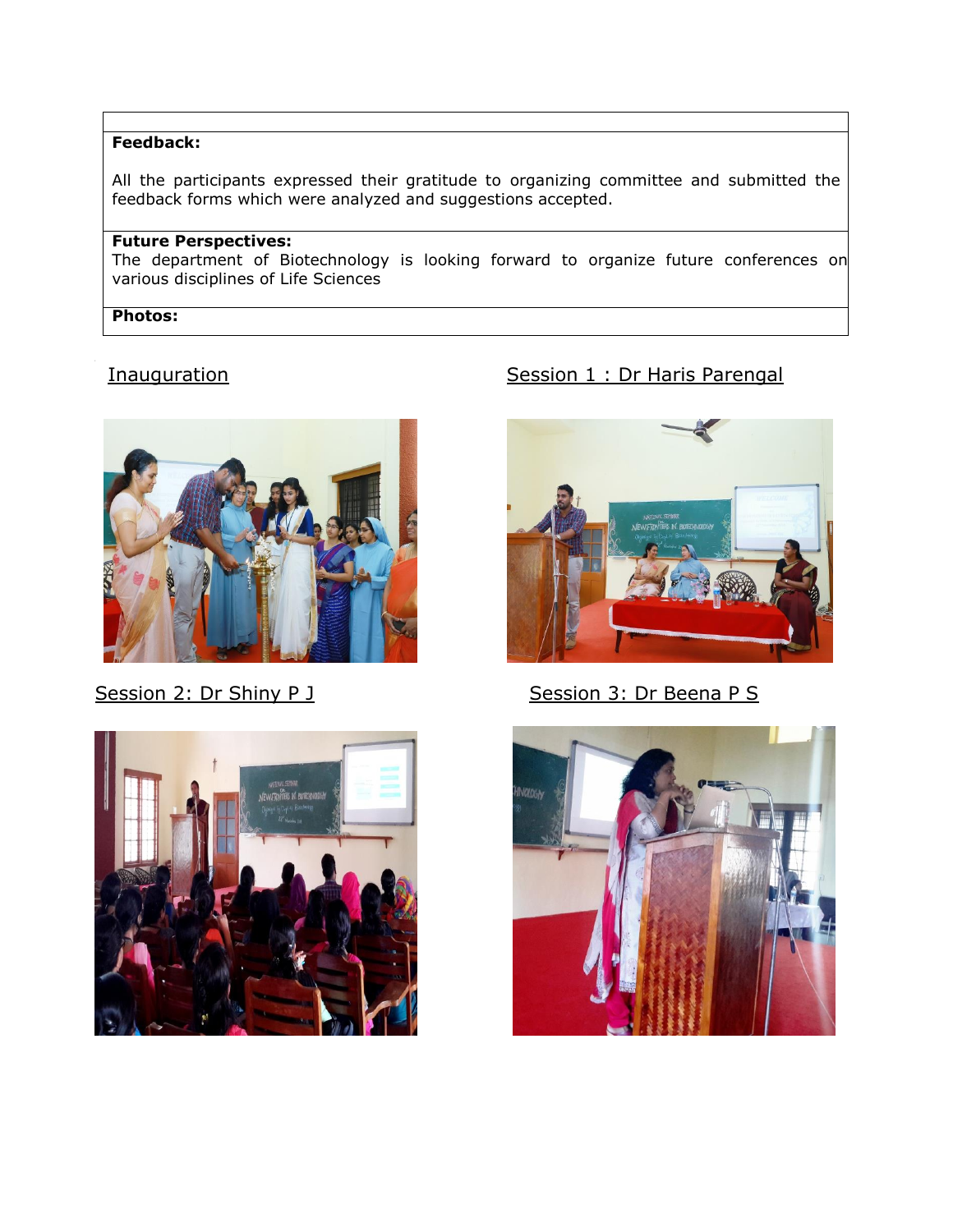**Feedback:**

All the participants expressed their gratitude to organizing committee and submitted the feedback forms which were analyzed and suggestions accepted.

**Future Perspectives:**
The department of Biotechnology is looking forward to organize future conferences on various disciplines of Life Sciences

**Photos:**

Inauguration

Session 1 : Dr Haris Parengal

Session 2: Dr Shiny P J

Session 3: Dr Beena P S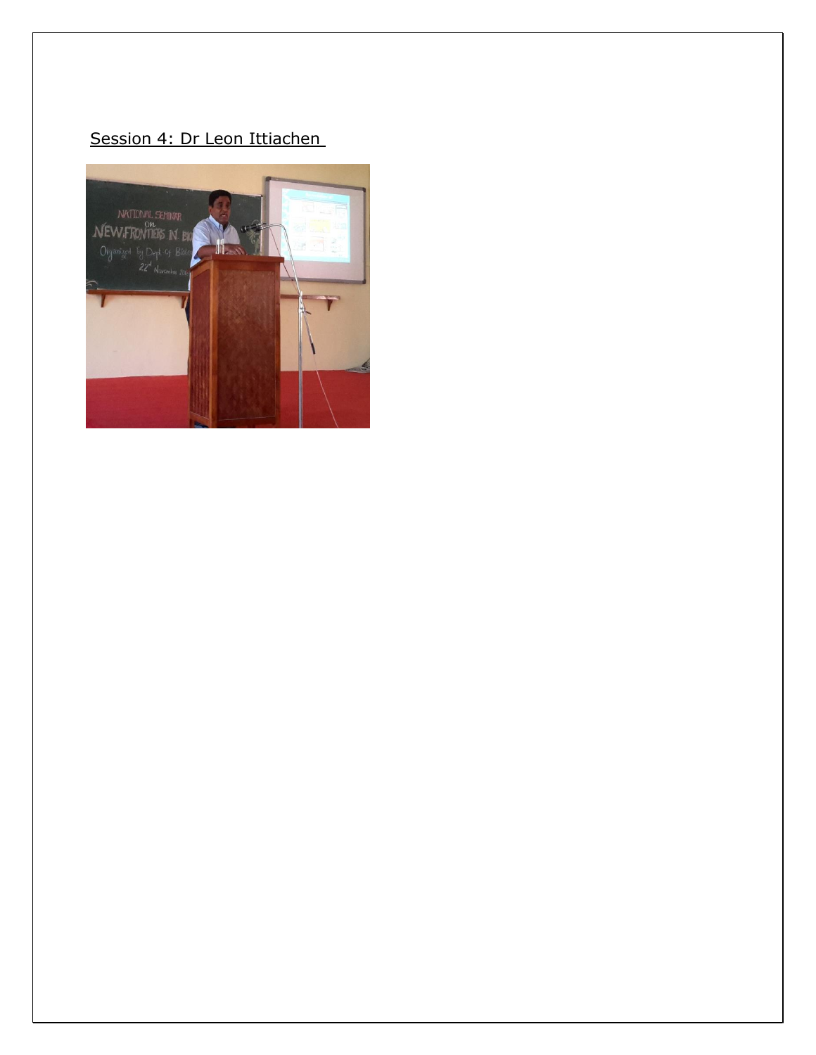Session 4: Dr Leon Ittiachen